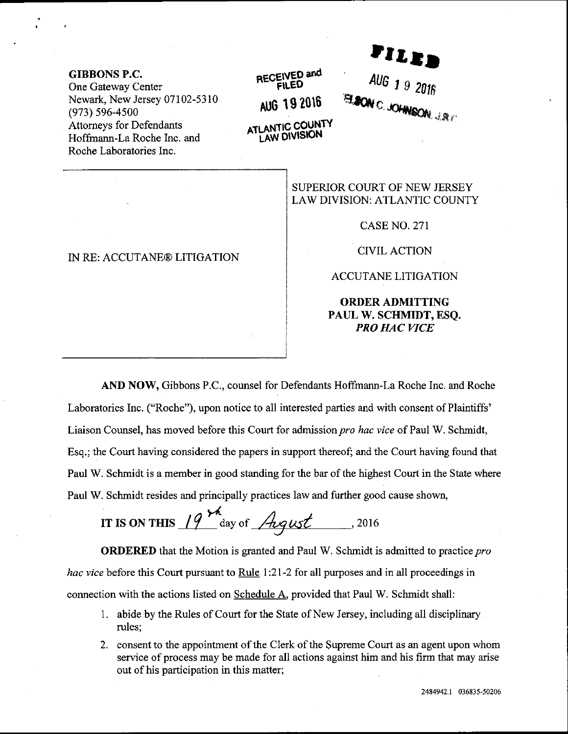**GIBBONS P.C.**
One Gateway Center
Newark, New Jersey 07102-5310
(973) 596-4500
Attorneys for Defendants
Hoffmann-La Roche Inc. and
Roche Laboratories Inc.

RECEIVED and FILED
AUG 19 2016
ATLANTIC COUNTY LAW DIVISION

FILED
AUG 19 2016
NELSON C. JOHNSON, J.S.C.

| | |
|---|---|
| IN RE: ACCUTANE® LITIGATION | SUPERIOR COURT OF NEW JERSEY<br>LAW DIVISION: ATLANTIC COUNTY<br><br>CASE NO. 271<br><br>CIVIL ACTION<br><br>ACCUTANE LITIGATION<br><br>**ORDER ADMITTING PAUL W. SCHMIDT, ESQ. *PRO HAC VICE*** |

**AND NOW,** Gibbons P.C., counsel for Defendants Hoffmann-La Roche Inc. and Roche Laboratories Inc. ("Roche"), upon notice to all interested parties and with consent of Plaintiffs' Liaison Counsel, has moved before this Court for admission *pro hac vice* of Paul W. Schmidt, Esq.; the Court having considered the papers in support thereof; and the Court having found that Paul W. Schmidt is a member in good standing for the bar of the highest Court in the State where Paul W. Schmidt resides and principally practices law and further good cause shown,

**IT IS ON THIS** 19th day of August, 2016

**ORDERED** that the Motion is granted and Paul W. Schmidt is admitted to practice *pro hac vice* before this Court pursuant to Rule 1:21-2 for all purposes and in all proceedings in connection with the actions listed on Schedule A, provided that Paul W. Schmidt shall:

1. abide by the Rules of Court for the State of New Jersey, including all disciplinary rules;
2. consent to the appointment of the Clerk of the Supreme Court as an agent upon whom service of process may be made for all actions against him and his firm that may arise out of his participation in this matter;

2484942.1 036835-50206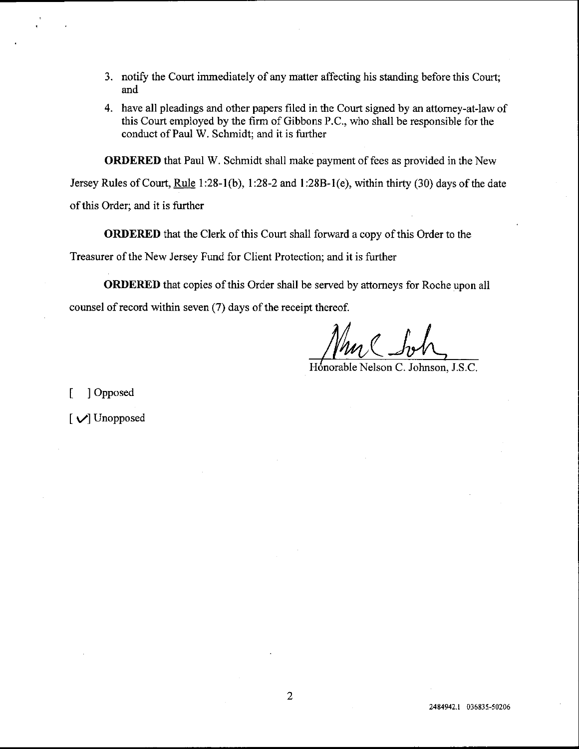3. notify the Court immediately of any matter affecting his standing before this Court; and
4. have all pleadings and other papers filed in the Court signed by an attorney-at-law of this Court employed by the firm of Gibbons P.C., who shall be responsible for the conduct of Paul W. Schmidt; and it is further

**ORDERED** that Paul W. Schmidt shall make payment of fees as provided in the New Jersey Rules of Court, Rule 1:28-1(b), 1:28-2 and 1:28B-1(e), within thirty (30) days of the date of this Order; and it is further

**ORDERED** that the Clerk of this Court shall forward a copy of this Order to the Treasurer of the New Jersey Fund for Client Protection; and it is further

**ORDERED** that copies of this Order shall be served by attorneys for Roche upon all counsel of record within seven (7) days of the receipt thereof.

Honorable Nelson C. Johnson, J.S.C.

[ ] Opposed

[ ✓] Unopposed

2484942.1 036835-50206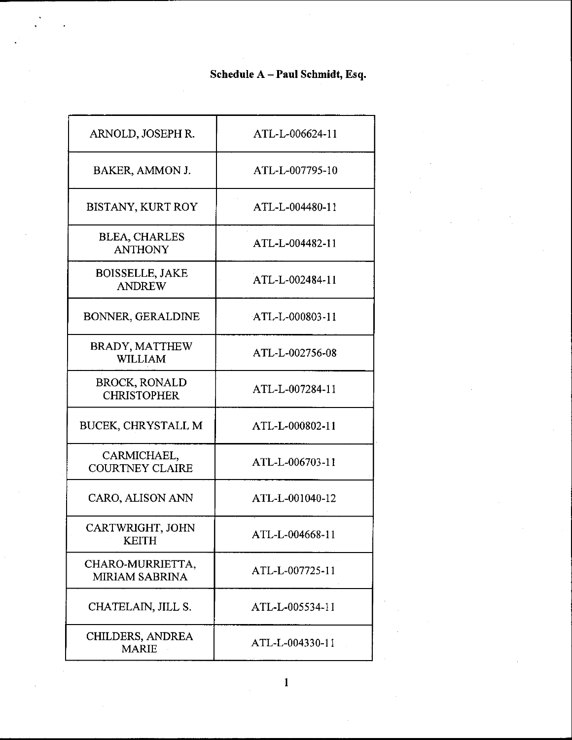**Schedule A – Paul Schmidt, Esq.**

| | |
|---|---|
| ARNOLD, JOSEPH R. | ATL-L-006624-11 |
| BAKER, AMMON J. | ATL-L-007795-10 |
| BISTANY, KURT ROY | ATL-L-004480-11 |
| BLEA, CHARLES ANTHONY | ATL-L-004482-11 |
| BOISSELLE, JAKE ANDREW | ATL-L-002484-11 |
| BONNER, GERALDINE | ATL-L-000803-11 |
| BRADY, MATTHEW WILLIAM | ATL-L-002756-08 |
| BROCK, RONALD CHRISTOPHER | ATL-L-007284-11 |
| BUCEK, CHRYSTALL M | ATL-L-000802-11 |
| CARMICHAEL, COURTNEY CLAIRE | ATL-L-006703-11 |
| CARO, ALISON ANN | ATL-L-001040-12 |
| CARTWRIGHT, JOHN KEITH | ATL-L-004668-11 |
| CHARO-MURRIETTA, MIRIAM SABRINA | ATL-L-007725-11 |
| CHATELAIN, JILL S. | ATL-L-005534-11 |
| CHILDERS, ANDREA MARIE | ATL-L-004330-11 |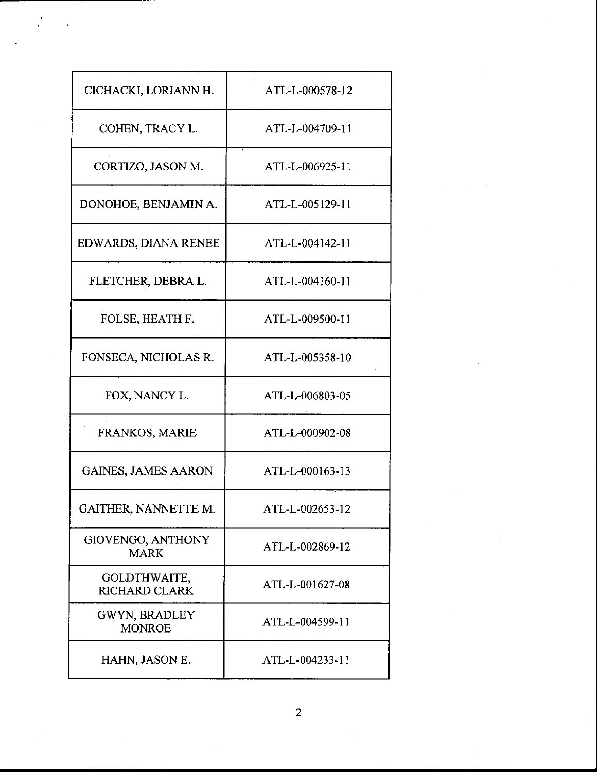| | |
|---|---|
| CICHACKI, LORIANN H. | ATL-L-000578-12 |
| COHEN, TRACY L. | ATL-L-004709-11 |
| CORTIZO, JASON M. | ATL-L-006925-11 |
| DONOHOE, BENJAMIN A. | ATL-L-005129-11 |
| EDWARDS, DIANA RENEE | ATL-L-004142-11 |
| FLETCHER, DEBRA L. | ATL-L-004160-11 |
| FOLSE, HEATH F. | ATL-L-009500-11 |
| FONSECA, NICHOLAS R. | ATL-L-005358-10 |
| FOX, NANCY L. | ATL-L-006803-05 |
| FRANKOS, MARIE | ATL-L-000902-08 |
| GAINES, JAMES AARON | ATL-L-000163-13 |
| GAITHER, NANNETTE M. | ATL-L-002653-12 |
| GIOVENGO, ANTHONY MARK | ATL-L-002869-12 |
| GOLDTHWAITE, RICHARD CLARK | ATL-L-001627-08 |
| GWYN, BRADLEY MONROE | ATL-L-004599-11 |
| HAHN, JASON E. | ATL-L-004233-11 |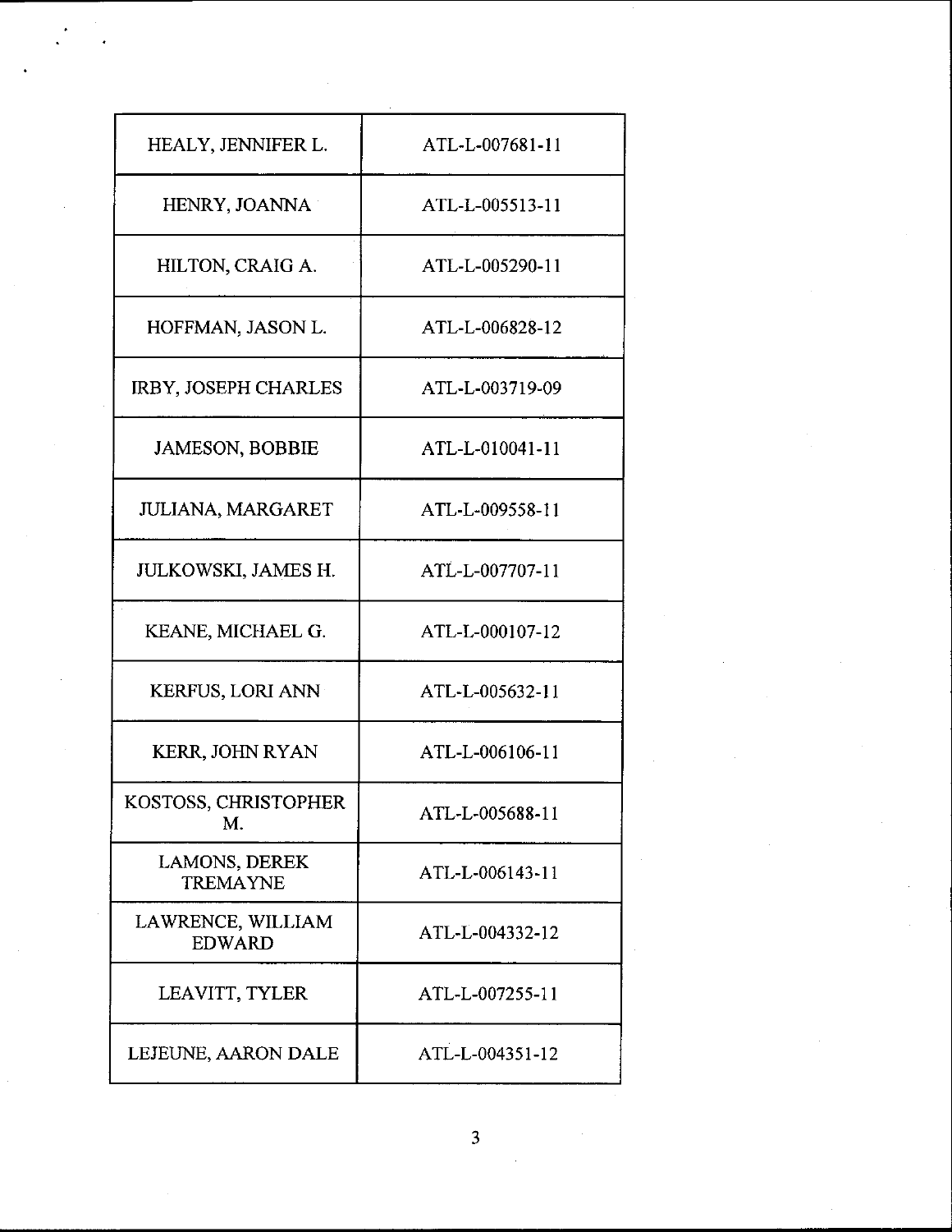| | |
|---|---|
| HEALY, JENNIFER L. | ATL-L-007681-11 |
| HENRY, JOANNA | ATL-L-005513-11 |
| HILTON, CRAIG A. | ATL-L-005290-11 |
| HOFFMAN, JASON L. | ATL-L-006828-12 |
| IRBY, JOSEPH CHARLES | ATL-L-003719-09 |
| JAMESON, BOBBIE | ATL-L-010041-11 |
| JULIANA, MARGARET | ATL-L-009558-11 |
| JULKOWSKI, JAMES H. | ATL-L-007707-11 |
| KEANE, MICHAEL G. | ATL-L-000107-12 |
| KERFUS, LORI ANN | ATL-L-005632-11 |
| KERR, JOHN RYAN | ATL-L-006106-11 |
| KOSTOSS, CHRISTOPHER M. | ATL-L-005688-11 |
| LAMONS, DEREK TREMAYNE | ATL-L-006143-11 |
| LAWRENCE, WILLIAM EDWARD | ATL-L-004332-12 |
| LEAVITT, TYLER | ATL-L-007255-11 |
| LEJEUNE, AARON DALE | ATL-L-004351-12 |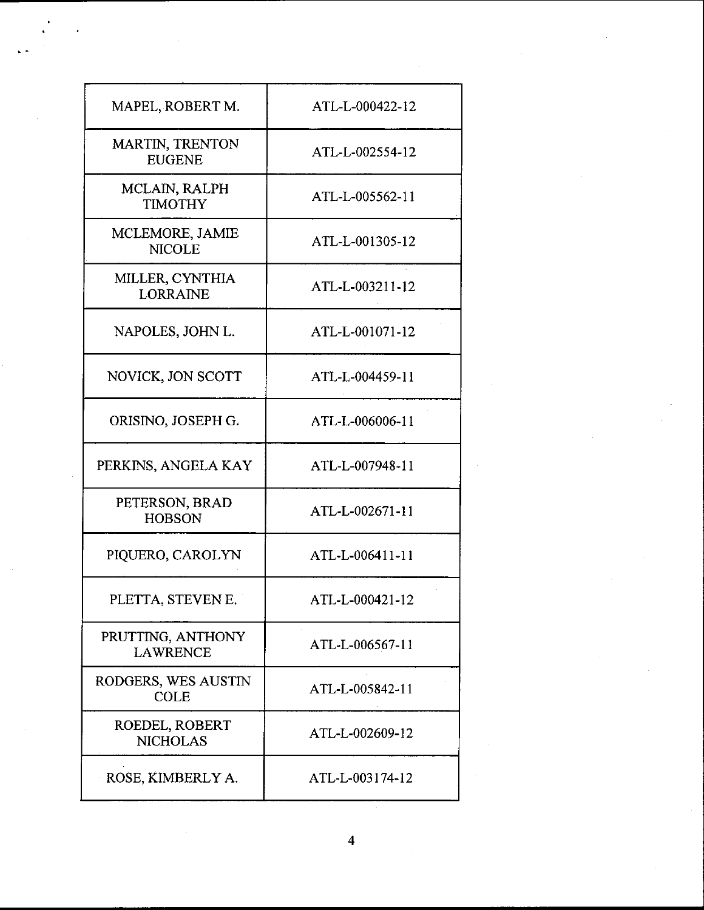| | |
|---|---|
| MAPEL, ROBERT M. | ATL-L-000422-12 |
| MARTIN, TRENTON EUGENE | ATL-L-002554-12 |
| MCLAIN, RALPH TIMOTHY | ATL-L-005562-11 |
| MCLEMORE, JAMIE NICOLE | ATL-L-001305-12 |
| MILLER, CYNTHIA LORRAINE | ATL-L-003211-12 |
| NAPOLES, JOHN L. | ATL-L-001071-12 |
| NOVICK, JON SCOTT | ATL-L-004459-11 |
| ORISINO, JOSEPH G. | ATL-L-006006-11 |
| PERKINS, ANGELA KAY | ATL-L-007948-11 |
| PETERSON, BRAD HOBSON | ATL-L-002671-11 |
| PIQUERO, CAROLYN | ATL-L-006411-11 |
| PLETTA, STEVEN E. | ATL-L-000421-12 |
| PRUTTING, ANTHONY LAWRENCE | ATL-L-006567-11 |
| RODGERS, WES AUSTIN COLE | ATL-L-005842-11 |
| ROEDEL, ROBERT NICHOLAS | ATL-L-002609-12 |
| ROSE, KIMBERLY A. | ATL-L-003174-12 |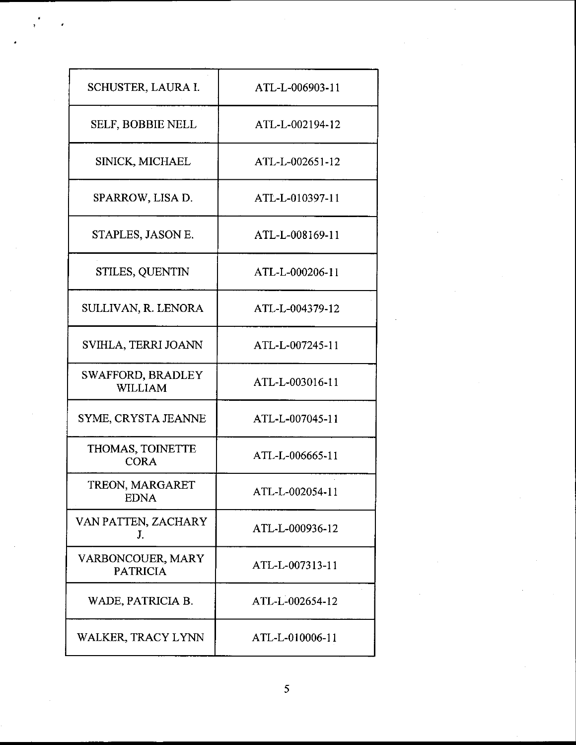| SCHUSTER, LAURA I. | ATL-L-006903-11 |
|---|---|
| SELF, BOBBIE NELL | ATL-L-002194-12 |
| SINICK, MICHAEL | ATL-L-002651-12 |
| SPARROW, LISA D. | ATL-L-010397-11 |
| STAPLES, JASON E. | ATL-L-008169-11 |
| STILES, QUENTIN | ATL-L-000206-11 |
| SULLIVAN, R. LENORA | ATL-L-004379-12 |
| SVIHLA, TERRI JOANN | ATL-L-007245-11 |
| SWAFFORD, BRADLEY WILLIAM | ATL-L-003016-11 |
| SYME, CRYSTA JEANNE | ATL-L-007045-11 |
| THOMAS, TOINETTE CORA | ATL-L-006665-11 |
| TREON, MARGARET EDNA | ATL-L-002054-11 |
| VAN PATTEN, ZACHARY J. | ATL-L-000936-12 |
| VARBONCOUER, MARY PATRICIA | ATL-L-007313-11 |
| WADE, PATRICIA B. | ATL-L-002654-12 |
| WALKER, TRACY LYNN | ATL-L-010006-11 |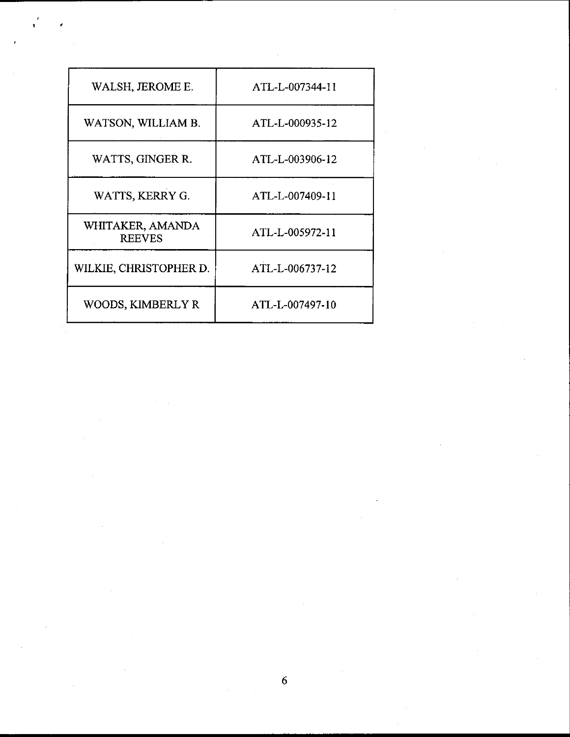| | |
|---|---|
| WALSH, JEROME E. | ATL-L-007344-11 |
| WATSON, WILLIAM B. | ATL-L-000935-12 |
| WATTS, GINGER R. | ATL-L-003906-12 |
| WATTS, KERRY G. | ATL-L-007409-11 |
| WHITAKER, AMANDA REEVES | ATL-L-005972-11 |
| WILKIE, CHRISTOPHER D. | ATL-L-006737-12 |
| WOODS, KIMBERLY R | ATL-L-007497-10 |